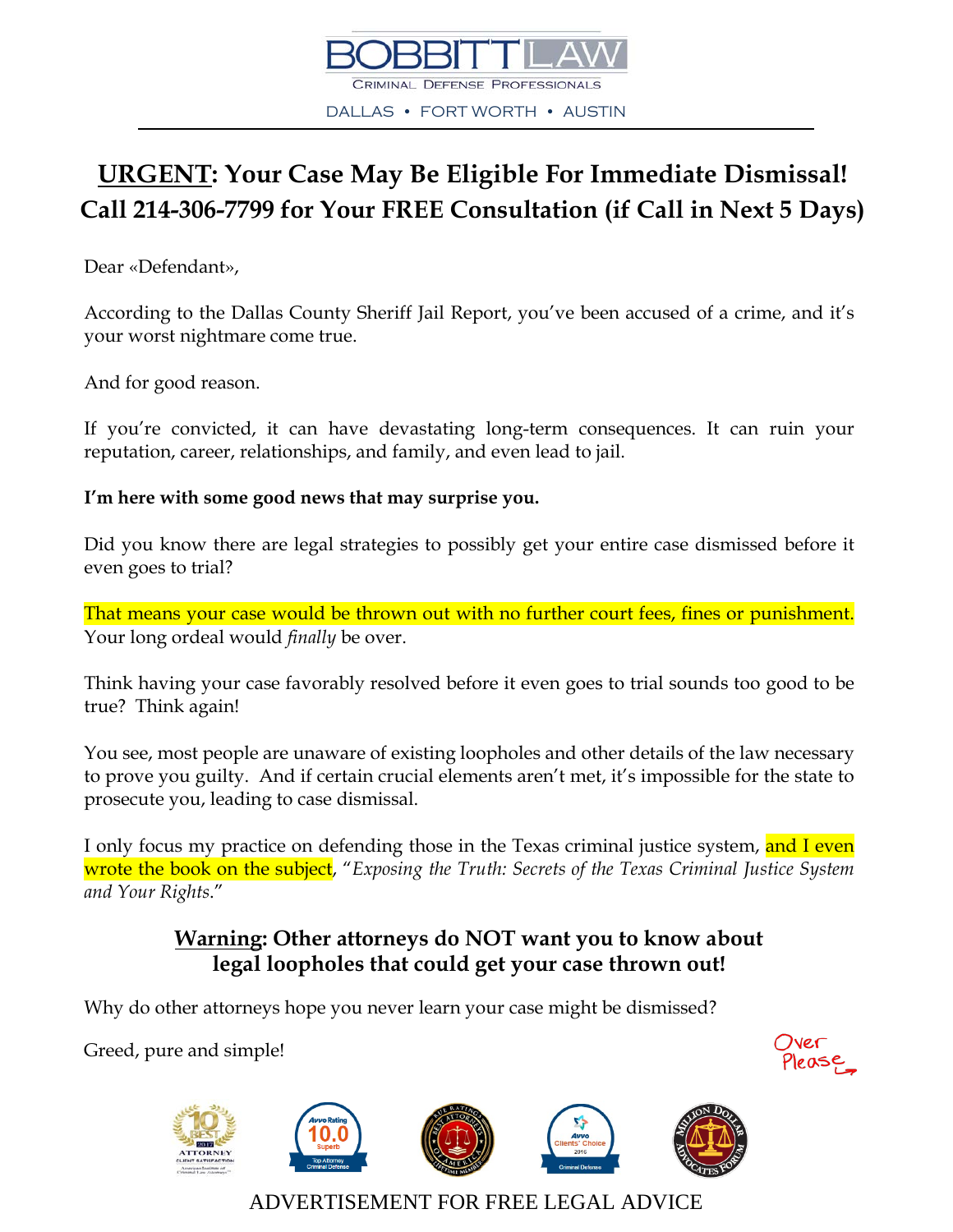BOBBITT LAW

CRIMINAL DEFENSE PROFESSIONALS

DALLAS • FORT WORTH • AUSTIN

# URGENT: Your Case May Be Eligible For Immediate Dismissal! Call 214-306-7799 for Your FREE Consultation (if Call in Next 5 Days)

Dear «Defendant»,

According to the Dallas County Sheriff Jail Report, you've been accused of a crime, and it's your worst nightmare come true.

And for good reason.

If you're convicted, it can have devastating long-term consequences. It can ruin your reputation, career, relationships, and family, and even lead to jail.

**I'm here with some good news that may surprise you.**

Did you know there are legal strategies to possibly get your entire case dismissed before it even goes to trial?

That means your case would be thrown out with no further court fees, fines or punishment. Your long ordeal would *finally* be over.

Think having your case favorably resolved before it even goes to trial sounds too good to be true? Think again!

You see, most people are unaware of existing loopholes and other details of the law necessary to prove you guilty. And if certain crucial elements aren't met, it's impossible for the state to prosecute you, leading to case dismissal.

I only focus my practice on defending those in the Texas criminal justice system, and I even wrote the book on the subject, "*Exposing the Truth: Secrets of the Texas Criminal Justice System and Your Rights*."

## Warning: Other attorneys do NOT want you to know about legal loopholes that could get your case thrown out!

Why do other attorneys hope you never learn your case might be dismissed?

Greed, pure and simple!

Over Please

ADVERTISEMENT FOR FREE LEGAL ADVICE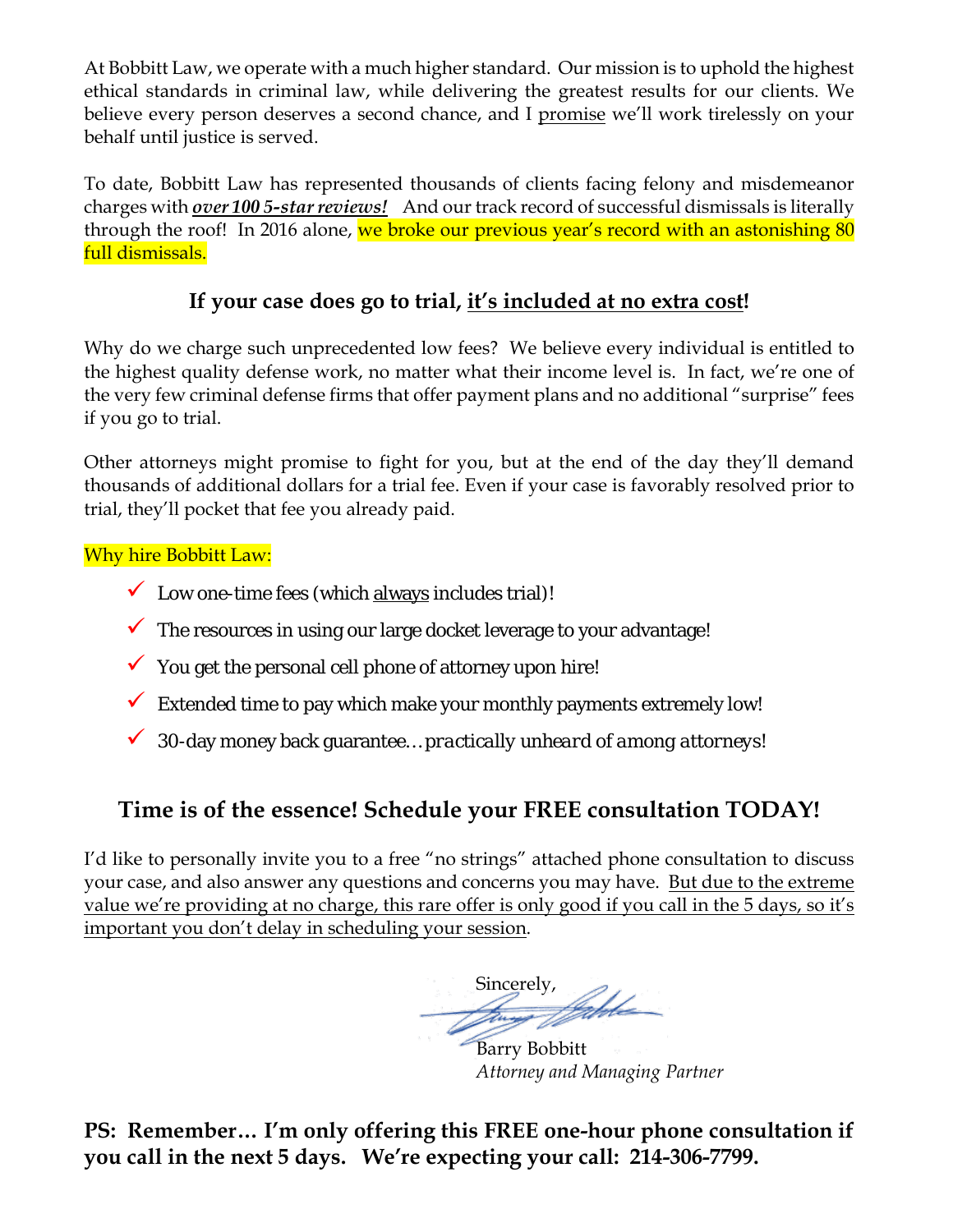At Bobbitt Law, we operate with a much higher standard. Our mission is to uphold the highest ethical standards in criminal law, while delivering the greatest results for our clients. We believe every person deserves a second chance, and I promise we'll work tirelessly on your behalf until justice is served.

To date, Bobbitt Law has represented thousands of clients facing felony and misdemeanor charges with ***over 100 5-star reviews!*** And our track record of successful dismissals is literally through the roof! In 2016 alone, we broke our previous year's record with an astonishing 80 full dismissals.

### If your case does go to trial, it's included at no extra cost!

Why do we charge such unprecedented low fees? We believe every individual is entitled to the highest quality defense work, no matter what their income level is. In fact, we're one of the very few criminal defense firms that offer payment plans and no additional "surprise" fees if you go to trial.

Other attorneys might promise to fight for you, but at the end of the day they'll demand thousands of additional dollars for a trial fee. Even if your case is favorably resolved prior to trial, they'll pocket that fee you already paid.

Why hire Bobbitt Law:

- ✓ Low one-time fees (which always includes trial)!
- ✓ The resources in using our large docket leverage to your advantage!
- ✓ You get the personal cell phone of attorney upon hire!
- ✓ Extended time to pay which make your monthly payments extremely low!
- ✓ 30-day money back guarantee… *practically unheard of among attorneys!*

## Time is of the essence! Schedule your FREE consultation TODAY!

I'd like to personally invite you to a free "no strings" attached phone consultation to discuss your case, and also answer any questions and concerns you may have. But due to the extreme value we're providing at no charge, this rare offer is only good if you call in the 5 days, so it's important you don't delay in scheduling your session.

Sincerely,

Barry Bobbitt
*Attorney and Managing Partner*

**PS: Remember… I'm only offering this FREE one-hour phone consultation if you call in the next 5 days. We're expecting your call: 214-306-7799.**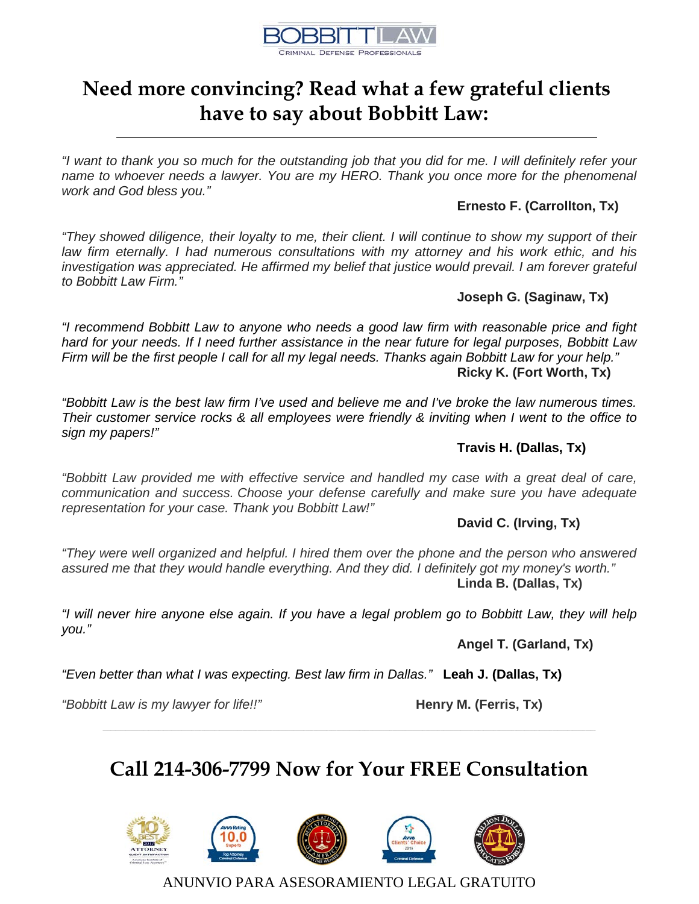BOBBITT LAW
CRIMINAL DEFENSE PROFESSIONALS

# Need more convincing? Read what a few grateful clients have to say about Bobbitt Law:

---

*"I want to thank you so much for the outstanding job that you did for me. I will definitely refer your name to whoever needs a lawyer. You are my HERO. Thank you once more for the phenomenal work and God bless you."*

**Ernesto F. (Carrollton, Tx)**

*"They showed diligence, their loyalty to me, their client. I will continue to show my support of their law firm eternally. I had numerous consultations with my attorney and his work ethic, and his investigation was appreciated. He affirmed my belief that justice would prevail. I am forever grateful to Bobbitt Law Firm."*

**Joseph G. (Saginaw, Tx)**

*"I recommend Bobbitt Law to anyone who needs a good law firm with reasonable price and fight hard for your needs. If I need further assistance in the near future for legal purposes, Bobbitt Law Firm will be the first people I call for all my legal needs. Thanks again Bobbitt Law for your help."*

**Ricky K. (Fort Worth, Tx)**

*"Bobbitt Law is the best law firm I've used and believe me and I've broke the law numerous times. Their customer service rocks & all employees were friendly & inviting when I went to the office to sign my papers!"*

**Travis H. (Dallas, Tx)**

*"Bobbitt Law provided me with effective service and handled my case with a great deal of care, communication and success. Choose your defense carefully and make sure you have adequate representation for your case. Thank you Bobbitt Law!"*

**David C. (Irving, Tx)**

*"They were well organized and helpful. I hired them over the phone and the person who answered assured me that they would handle everything. And they did. I definitely got my money's worth."*

**Linda B. (Dallas, Tx)**

*"I will never hire anyone else again. If you have a legal problem go to Bobbitt Law, they will help you."*

**Angel T. (Garland, Tx)**

*"Even better than what I was expecting. Best law firm in Dallas."* **Leah J. (Dallas, Tx)**

*"Bobbitt Law is my lawyer for life!!"* **Henry M. (Ferris, Tx)**

---

# Call 214-306-7799 Now for Your FREE Consultation

ANUNVIO PARA ASESORAMIENTO LEGAL GRATUITO